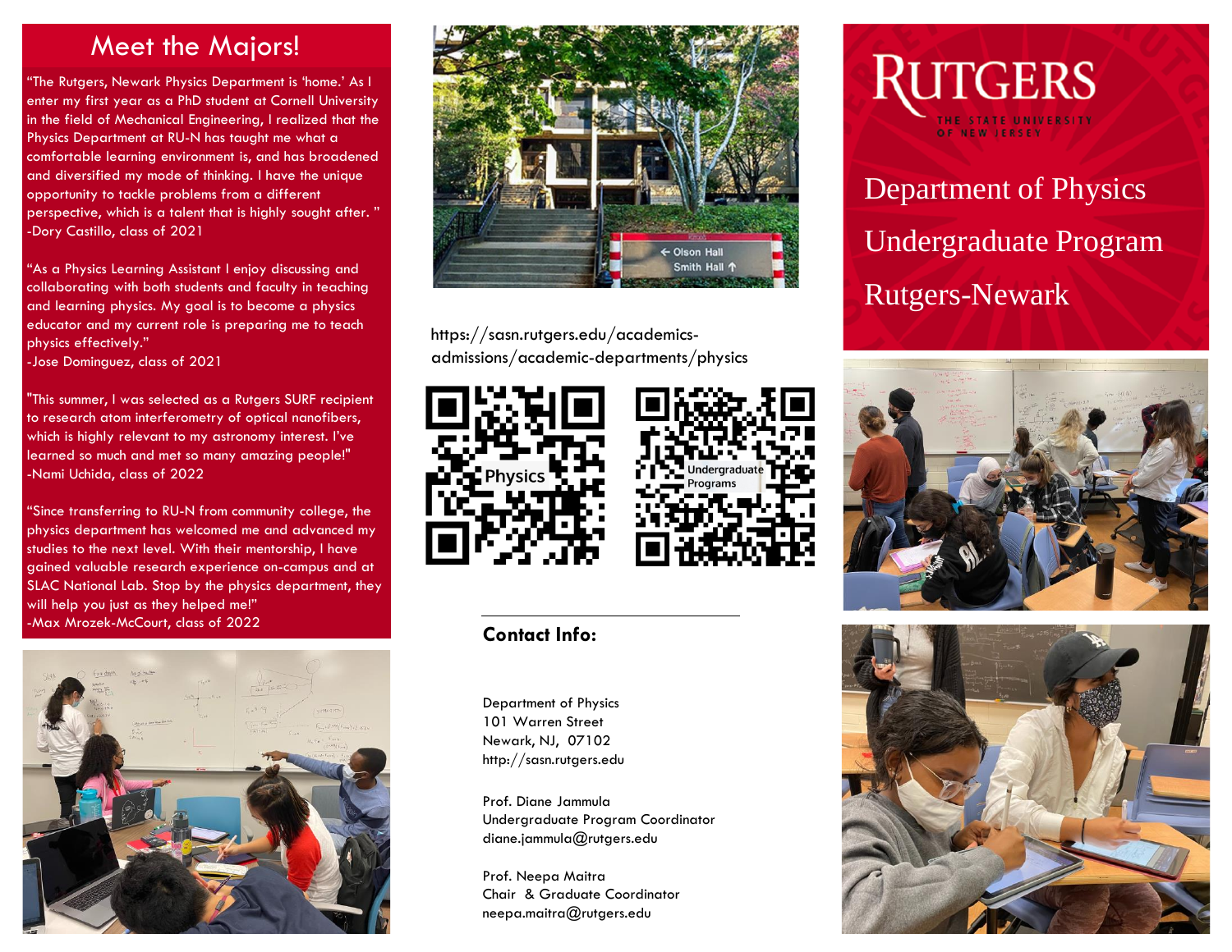# Meet the Majors!

"The Rutgers, Newark Physics Department is 'home.' As I enter my first year as a PhD student at Cornell University in the field of Mechanical Engineering, I realized that the Physics Department at RU-N has taught me what a comfortable learning environment is, and has broadened and diversified my mode of thinking. I have the unique opportunity to tackle problems from a different perspective, which is a talent that is highly sought after. "
-Dory Castillo, class of 2021

"As a Physics Learning Assistant I enjoy discussing and collaborating with both students and faculty in teaching and learning physics. My goal is to become a physics educator and my current role is preparing me to teach physics effectively."
-Jose Dominguez, class of 2021

"This summer, I was selected as a Rutgers SURF recipient to research atom interferometry of optical nanofibers, which is highly relevant to my astronomy interest. I've learned so much and met so many amazing people!"
-Nami Uchida, class of 2022

"Since transferring to RU-N from community college, the physics department has welcomed me and advanced my studies to the next level. With their mentorship, I have gained valuable research experience on-campus and at SLAC National Lab. Stop by the physics department, they will help you just as they helped me!"
-Max Mrozek-McCourt, class of 2022

https://sasn.rutgers.edu/academics-admissions/academic-departments/physics

Physics

Undergraduate Programs

## Contact Info:

Department of Physics
101 Warren Street
Newark, NJ, 07102
http://sasn.rutgers.edu

Prof. Diane Jammula
Undergraduate Program Coordinator
diane.jammula@rutgers.edu

Prof. Neepa Maitra
Chair & Graduate Coordinator
neepa.maitra@rutgers.edu

# RUTGERS
THE STATE UNIVERSITY OF NEW JERSEY

# Department of Physics
# Undergraduate Program
# Rutgers-Newark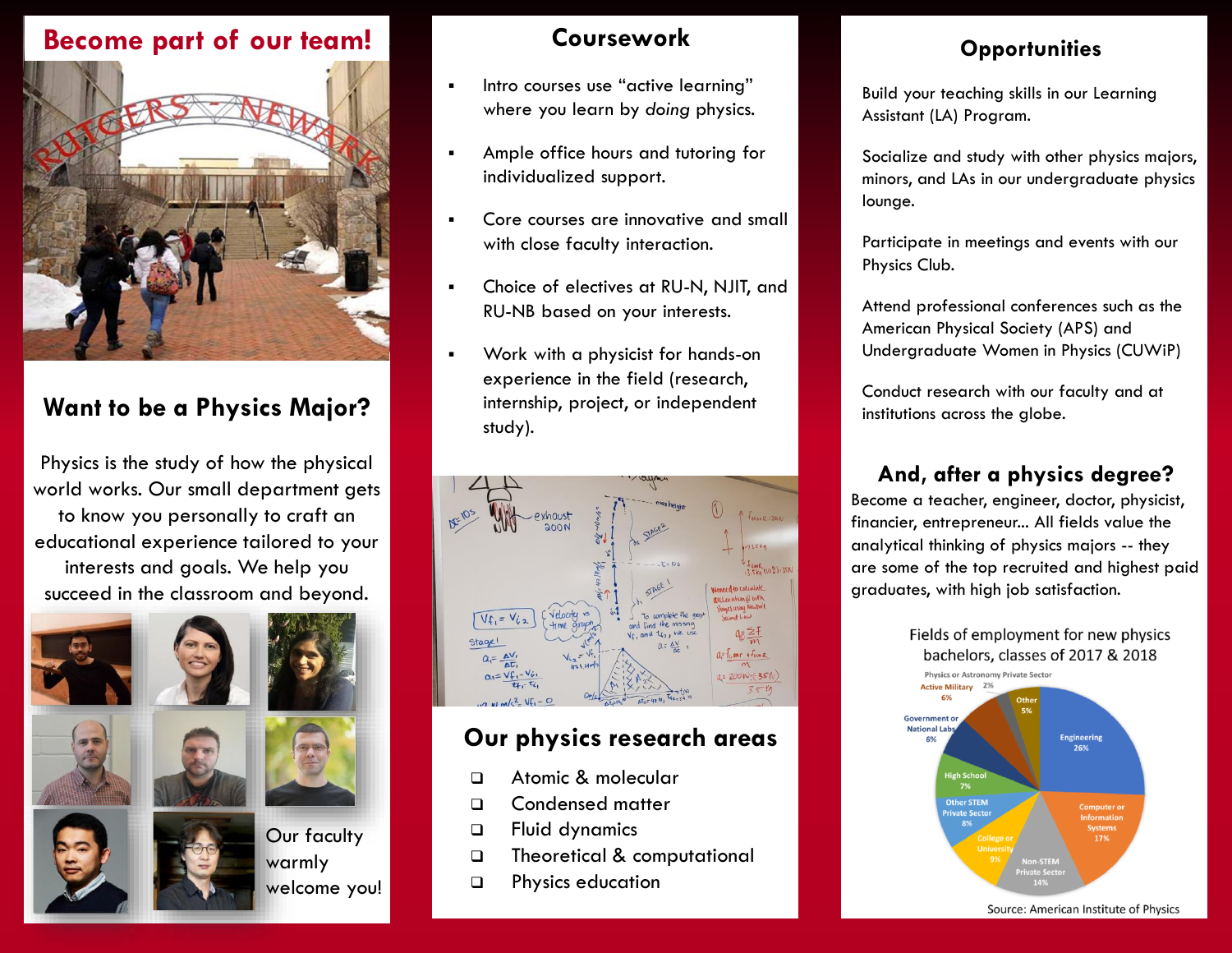## Become part of our team!

## Want to be a Physics Major?

Physics is the study of how the physical world works. Our small department gets to know you personally to craft an educational experience tailored to your interests and goals. We help you succeed in the classroom and beyond.

Our faculty warmly welcome you!

## Coursework

- Intro courses use "active learning" where you learn by *doing* physics.
- Ample office hours and tutoring for individualized support.
- Core courses are innovative and small with close faculty interaction.
- Choice of electives at RU-N, NJIT, and RU-NB based on your interests.
- Work with a physicist for hands-on experience in the field (research, internship, project, or independent study).

## Our physics research areas

- Atomic & molecular
- Condensed matter
- Fluid dynamics
- Theoretical & computational
- Physics education

## Opportunities

Build your teaching skills in our Learning Assistant (LA) Program.

Socialize and study with other physics majors, minors, and LAs in our undergraduate physics lounge.

Participate in meetings and events with our Physics Club.

Attend professional conferences such as the American Physical Society (APS) and Undergraduate Women in Physics (CUWiP)

Conduct research with our faculty and at institutions across the globe.

## And, after a physics degree?

Become a teacher, engineer, doctor, physicist, financier, entrepreneur... All fields value the analytical thinking of physics majors -- they are some of the top recruited and highest paid graduates, with high job satisfaction.

Fields of employment for new physics bachelors, classes of 2017 & 2018

Engineering 26%
Computer or Information Systems 17%
Non-STEM Private Sector 14%
College or University 9%
Other STEM Private Sector 8%
High School 7%
Government or National Labs 6%
Active Military 6%
Physics or Astronomy Private Sector 2%
Other 5%

Source: American Institute of Physics